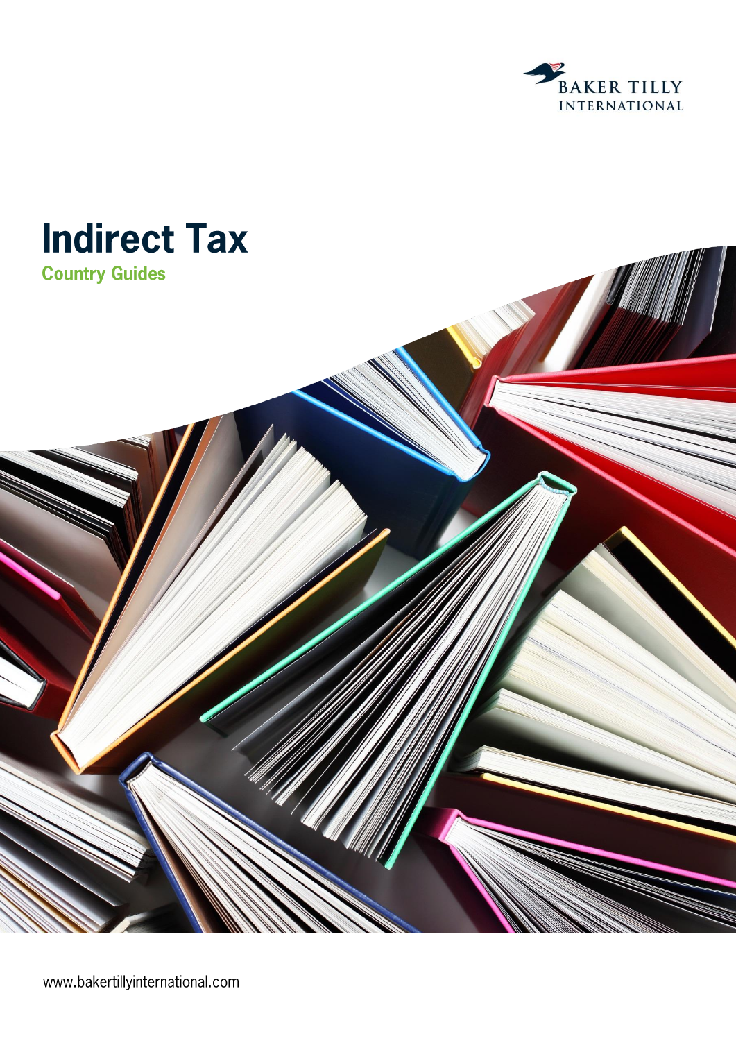BAKER TILLY
INTERNATIONAL

# Indirect Tax

## Country Guides

www.bakertillyinternational.com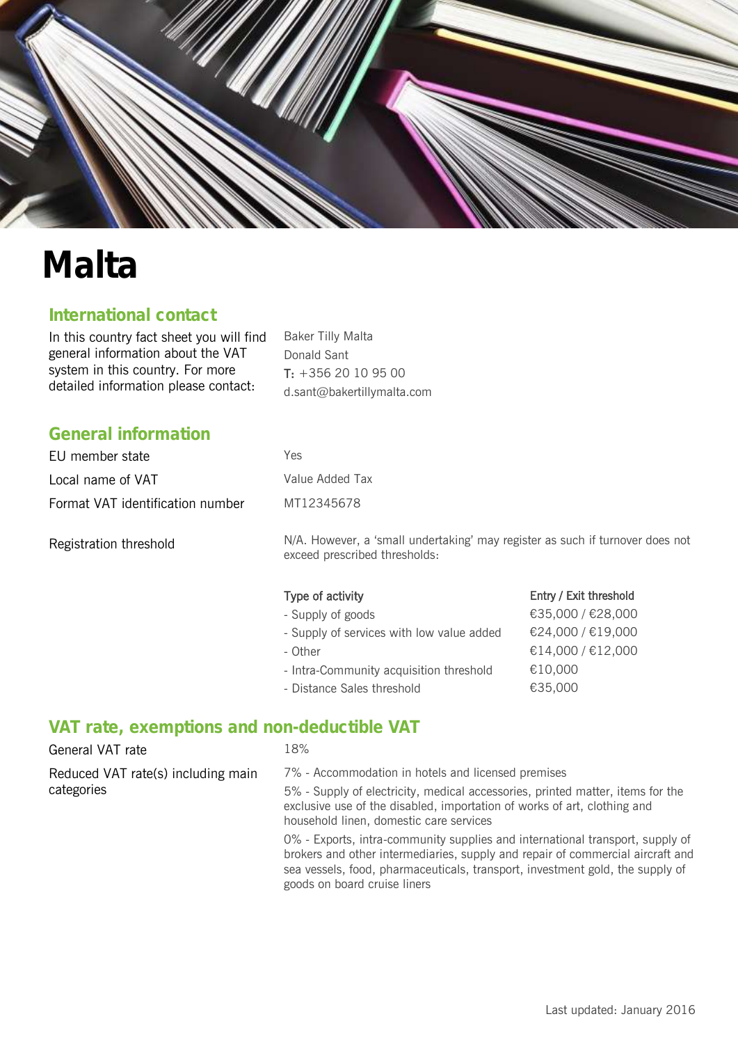# Malta

## International contact

In this country fact sheet you will find general information about the VAT system in this country. For more detailed information please contact:

Baker Tilly Malta
Donald Sant
T: +356 20 10 95 00
d.sant@bakertillymalta.com

## General information

| | |
|---|---|
| EU member state | Yes |
| Local name of VAT | Value Added Tax |
| Format VAT identification number | MT12345678 |
| Registration threshold | N/A. However, a 'small undertaking' may register as such if turnover does not exceed prescribed thresholds: |

| Type of activity | Entry / Exit threshold |
|---|---|
| - Supply of goods | €35,000 / €28,000 |
| - Supply of services with low value added | €24,000 / €19,000 |
| - Other | €14,000 / €12,000 |
| - Intra-Community acquisition threshold | €10,000 |
| - Distance Sales threshold | €35,000 |

## VAT rate, exemptions and non-deductible VAT

General VAT rate: 18%

Reduced VAT rate(s) including main categories:

7% - Accommodation in hotels and licensed premises

5% - Supply of electricity, medical accessories, printed matter, items for the exclusive use of the disabled, importation of works of art, clothing and household linen, domestic care services

0% - Exports, intra-community supplies and international transport, supply of brokers and other intermediaries, supply and repair of commercial aircraft and sea vessels, food, pharmaceuticals, transport, investment gold, the supply of goods on board cruise liners

Last updated: January 2016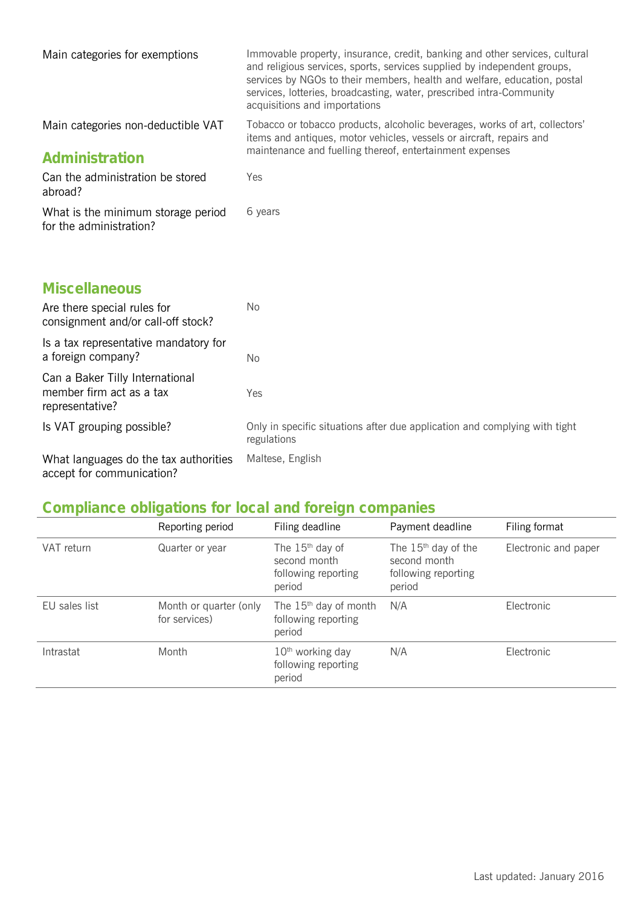| | |
|---|---|
| Main categories for exemptions | Immovable property, insurance, credit, banking and other services, cultural and religious services, sports, services supplied by independent groups, services by NGOs to their members, health and welfare, education, postal services, lotteries, broadcasting, water, prescribed intra-Community acquisitions and importations |
| Main categories non-deductible VAT | Tobacco or tobacco products, alcoholic beverages, works of art, collectors' items and antiques, motor vehicles, vessels or aircraft, repairs and maintenance and fuelling thereof, entertainment expenses |

## Administration

| | |
|---|---|
| Can the administration be stored abroad? | Yes |
| What is the minimum storage period for the administration? | 6 years |

## Miscellaneous

| | |
|---|---|
| Are there special rules for consignment and/or call-off stock? | No |
| Is a tax representative mandatory for a foreign company? | No |
| Can a Baker Tilly International member firm act as a tax representative? | Yes |
| Is VAT grouping possible? | Only in specific situations after due application and complying with tight regulations |
| What languages do the tax authorities accept for communication? | Maltese, English |

## Compliance obligations for local and foreign companies

| | Reporting period | Filing deadline | Payment deadline | Filing format |
|---|---|---|---|---|
| VAT return | Quarter or year | The 15th day of second month following reporting period | The 15th day of the second month following reporting period | Electronic and paper |
| EU sales list | Month or quarter (only for services) | The 15th day of month following reporting period | N/A | Electronic |
| Intrastat | Month | 10th working day following reporting period | N/A | Electronic |

Last updated: January 2016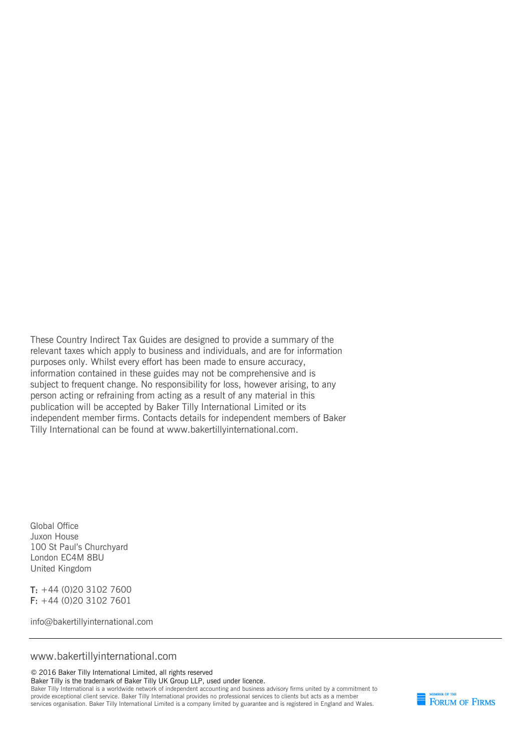These Country Indirect Tax Guides are designed to provide a summary of the relevant taxes which apply to business and individuals, and are for information purposes only. Whilst every effort has been made to ensure accuracy, information contained in these guides may not be comprehensive and is subject to frequent change. No responsibility for loss, however arising, to any person acting or refraining from acting as a result of any material in this publication will be accepted by Baker Tilly International Limited or its independent member firms. Contacts details for independent members of Baker Tilly International can be found at www.bakertillyinternational.com.

Global Office
Juxon House
100 St Paul's Churchyard
London EC4M 8BU
United Kingdom

**T:** +44 (0)20 3102 7600
**F:** +44 (0)20 3102 7601

info@bakertillyinternational.com

---

www.bakertillyinternational.com

© 2016 Baker Tilly International Limited, all rights reserved
Baker Tilly is the trademark of Baker Tilly UK Group LLP, used under licence.
Baker Tilly International is a worldwide network of independent accounting and business advisory firms united by a commitment to provide exceptional client service. Baker Tilly International provides no professional services to clients but acts as a member services organisation. Baker Tilly International Limited is a company limited by guarantee and is registered in England and Wales.

MEMBER OF THE FORUM OF FIRMS